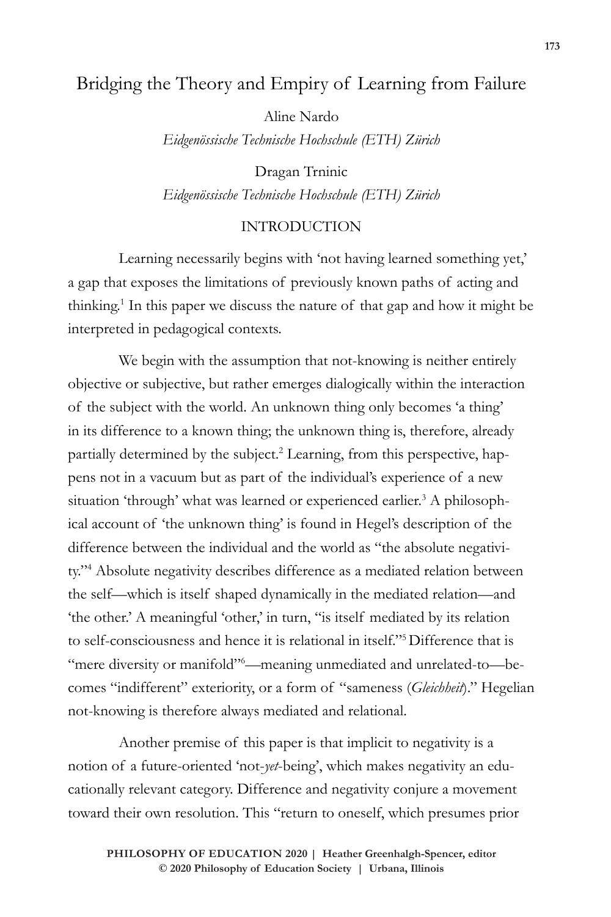# Bridging the Theory and Empiry of Learning from Failure

Aline Nardo

*Eidgenössische Technische Hochschule (ETH) Zürich*

Dragan Trninic

*Eidgenössische Technische Hochschule (ETH) Zürich*

## INTRODUCTION

Learning necessarily begins with 'not having learned something yet,' a gap that exposes the limitations of previously known paths of acting and thinking.[1] In this paper we discuss the nature of that gap and how it might be interpreted in pedagogical contexts.

We begin with the assumption that not-knowing is neither entirely objective or subjective, but rather emerges dialogically within the interaction of the subject with the world. An unknown thing only becomes 'a thing' in its difference to a known thing; the unknown thing is, therefore, already partially determined by the subject.[2] Learning, from this perspective, happens not in a vacuum but as part of the individual's experience of a new situation 'through' what was learned or experienced earlier.[3] A philosophical account of 'the unknown thing' is found in Hegel's description of the difference between the individual and the world as "the absolute negativity."[4] Absolute negativity describes difference as a mediated relation between the self—which is itself shaped dynamically in the mediated relation—and 'the other.' A meaningful 'other,' in turn, "is itself mediated by its relation to self-consciousness and hence it is relational in itself."[5] Difference that is "mere diversity or manifold"[6]—meaning unmediated and unrelated-to—becomes "indifferent" exteriority, or a form of "sameness (*Gleichheit*)." Hegelian not-knowing is therefore always mediated and relational.

Another premise of this paper is that implicit to negativity is a notion of a future-oriented 'not-*yet*-being', which makes negativity an educationally relevant category. Difference and negativity conjure a movement toward their own resolution. This "return to oneself, which presumes prior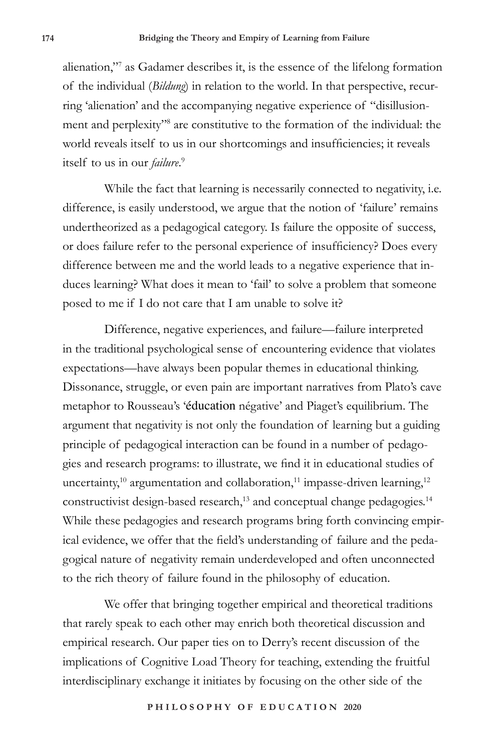alienation,"[7] as Gadamer describes it, is the essence of the lifelong formation of the individual (*Bildung*) in relation to the world. In that perspective, recurring 'alienation' and the accompanying negative experience of "disillusionment and perplexity"[8] are constitutive to the formation of the individual: the world reveals itself to us in our shortcomings and insufficiencies; it reveals itself to us in our *failure*.[9]

While the fact that learning is necessarily connected to negativity, i.e. difference, is easily understood, we argue that the notion of 'failure' remains undertheorized as a pedagogical category. Is failure the opposite of success, or does failure refer to the personal experience of insufficiency? Does every difference between me and the world leads to a negative experience that induces learning? What does it mean to 'fail' to solve a problem that someone posed to me if I do not care that I am unable to solve it?

Difference, negative experiences, and failure—failure interpreted in the traditional psychological sense of encountering evidence that violates expectations—have always been popular themes in educational thinking. Dissonance, struggle, or even pain are important narratives from Plato's cave metaphor to Rousseau's 'éducation négative' and Piaget's equilibrium. The argument that negativity is not only the foundation of learning but a guiding principle of pedagogical interaction can be found in a number of pedagogies and research programs: to illustrate, we find it in educational studies of uncertainty,[10] argumentation and collaboration,[11] impasse-driven learning,[12] constructivist design-based research,[13] and conceptual change pedagogies.[14] While these pedagogies and research programs bring forth convincing empirical evidence, we offer that the field's understanding of failure and the pedagogical nature of negativity remain underdeveloped and often unconnected to the rich theory of failure found in the philosophy of education.

We offer that bringing together empirical and theoretical traditions that rarely speak to each other may enrich both theoretical discussion and empirical research. Our paper ties on to Derry's recent discussion of the implications of Cognitive Load Theory for teaching, extending the fruitful interdisciplinary exchange it initiates by focusing on the other side of the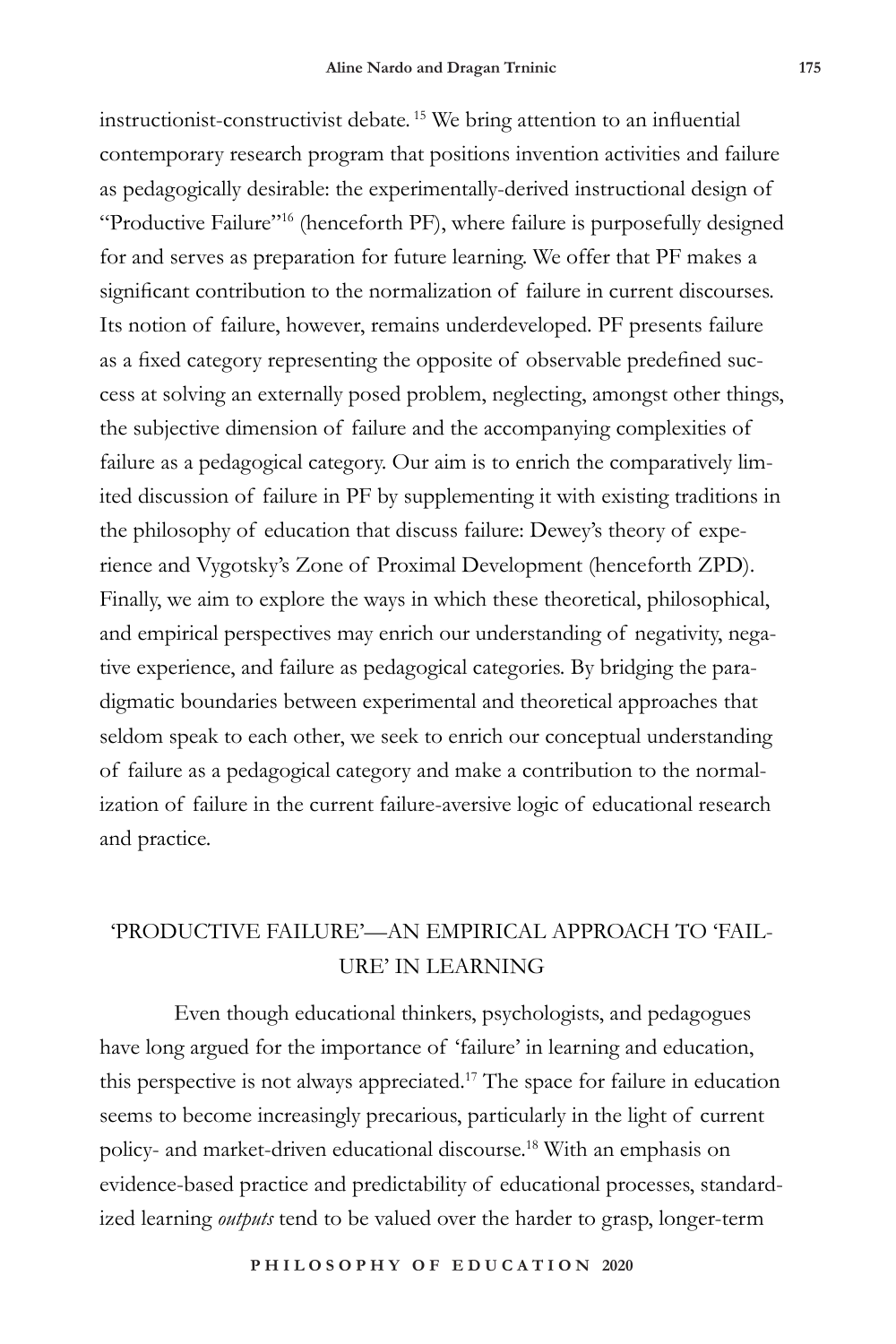instructionist-constructivist debate.[15] We bring attention to an influential contemporary research program that positions invention activities and failure as pedagogically desirable: the experimentally-derived instructional design of "Productive Failure"[16] (henceforth PF), where failure is purposefully designed for and serves as preparation for future learning. We offer that PF makes a significant contribution to the normalization of failure in current discourses. Its notion of failure, however, remains underdeveloped. PF presents failure as a fixed category representing the opposite of observable predefined success at solving an externally posed problem, neglecting, amongst other things, the subjective dimension of failure and the accompanying complexities of failure as a pedagogical category. Our aim is to enrich the comparatively limited discussion of failure in PF by supplementing it with existing traditions in the philosophy of education that discuss failure: Dewey's theory of experience and Vygotsky's Zone of Proximal Development (henceforth ZPD). Finally, we aim to explore the ways in which these theoretical, philosophical, and empirical perspectives may enrich our understanding of negativity, negative experience, and failure as pedagogical categories. By bridging the paradigmatic boundaries between experimental and theoretical approaches that seldom speak to each other, we seek to enrich our conceptual understanding of failure as a pedagogical category and make a contribution to the normalization of failure in the current failure-aversive logic of educational research and practice.

## 'PRODUCTIVE FAILURE'—AN EMPIRICAL APPROACH TO 'FAILURE' IN LEARNING

Even though educational thinkers, psychologists, and pedagogues have long argued for the importance of 'failure' in learning and education, this perspective is not always appreciated.[17] The space for failure in education seems to become increasingly precarious, particularly in the light of current policy- and market-driven educational discourse.[18] With an emphasis on evidence-based practice and predictability of educational processes, standardized learning *outputs* tend to be valued over the harder to grasp, longer-term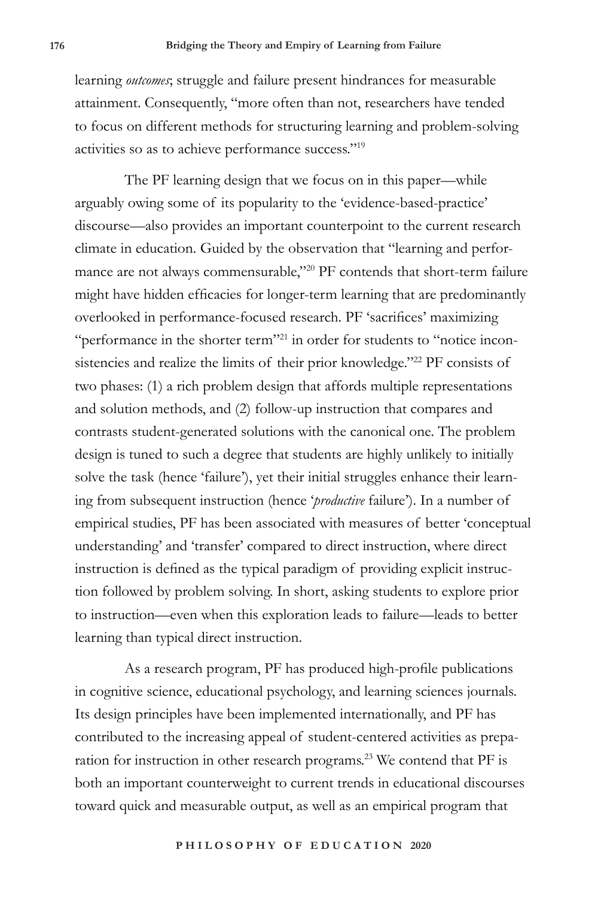learning *outcomes*; struggle and failure present hindrances for measurable attainment. Consequently, "more often than not, researchers have tended to focus on different methods for structuring learning and problem-solving activities so as to achieve performance success."[19]

The PF learning design that we focus on in this paper—while arguably owing some of its popularity to the 'evidence-based-practice' discourse—also provides an important counterpoint to the current research climate in education. Guided by the observation that "learning and performance are not always commensurable,"[20] PF contends that short-term failure might have hidden efficacies for longer-term learning that are predominantly overlooked in performance-focused research. PF 'sacrifices' maximizing "performance in the shorter term"[21] in order for students to "notice inconsistencies and realize the limits of their prior knowledge."[22] PF consists of two phases: (1) a rich problem design that affords multiple representations and solution methods, and (2) follow-up instruction that compares and contrasts student-generated solutions with the canonical one. The problem design is tuned to such a degree that students are highly unlikely to initially solve the task (hence 'failure'), yet their initial struggles enhance their learning from subsequent instruction (hence '*productive* failure'). In a number of empirical studies, PF has been associated with measures of better 'conceptual understanding' and 'transfer' compared to direct instruction, where direct instruction is defined as the typical paradigm of providing explicit instruction followed by problem solving. In short, asking students to explore prior to instruction—even when this exploration leads to failure—leads to better learning than typical direct instruction.

As a research program, PF has produced high-profile publications in cognitive science, educational psychology, and learning sciences journals. Its design principles have been implemented internationally, and PF has contributed to the increasing appeal of student-centered activities as preparation for instruction in other research programs.[23] We contend that PF is both an important counterweight to current trends in educational discourses toward quick and measurable output, as well as an empirical program that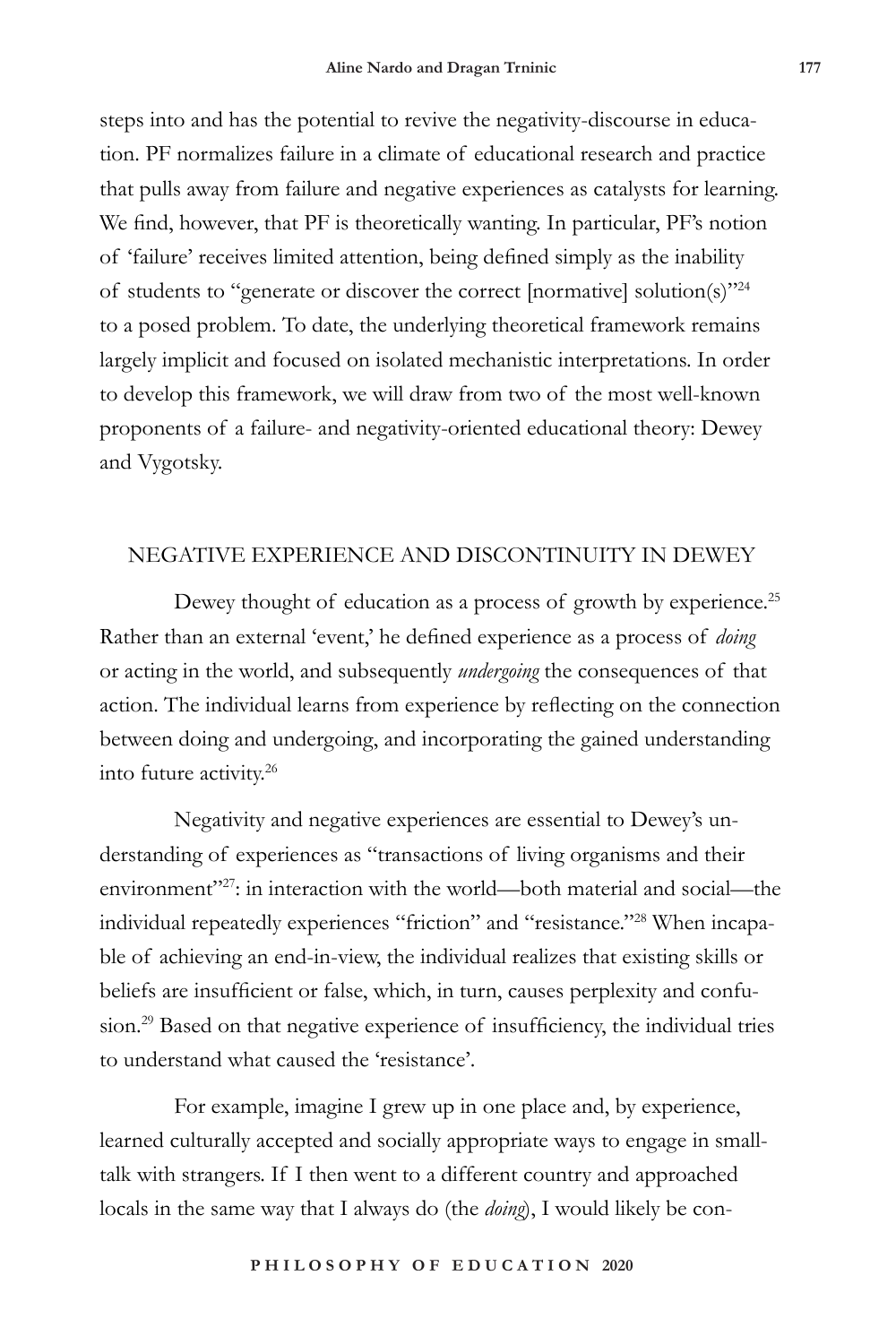steps into and has the potential to revive the negativity-discourse in education. PF normalizes failure in a climate of educational research and practice that pulls away from failure and negative experiences as catalysts for learning. We find, however, that PF is theoretically wanting. In particular, PF's notion of 'failure' receives limited attention, being defined simply as the inability of students to "generate or discover the correct [normative] solution(s)"[24] to a posed problem. To date, the underlying theoretical framework remains largely implicit and focused on isolated mechanistic interpretations. In order to develop this framework, we will draw from two of the most well-known proponents of a failure- and negativity-oriented educational theory: Dewey and Vygotsky.

## NEGATIVE EXPERIENCE AND DISCONTINUITY IN DEWEY

Dewey thought of education as a process of growth by experience.[25] Rather than an external 'event,' he defined experience as a process of *doing* or acting in the world, and subsequently *undergoing* the consequences of that action. The individual learns from experience by reflecting on the connection between doing and undergoing, and incorporating the gained understanding into future activity.[26]

Negativity and negative experiences are essential to Dewey's understanding of experiences as "transactions of living organisms and their environment"[27]: in interaction with the world—both material and social—the individual repeatedly experiences "friction" and "resistance."[28] When incapable of achieving an end-in-view, the individual realizes that existing skills or beliefs are insufficient or false, which, in turn, causes perplexity and confusion.[29] Based on that negative experience of insufficiency, the individual tries to understand what caused the 'resistance'.

For example, imagine I grew up in one place and, by experience, learned culturally accepted and socially appropriate ways to engage in small-talk with strangers. If I then went to a different country and approached locals in the same way that I always do (the *doing*), I would likely be con-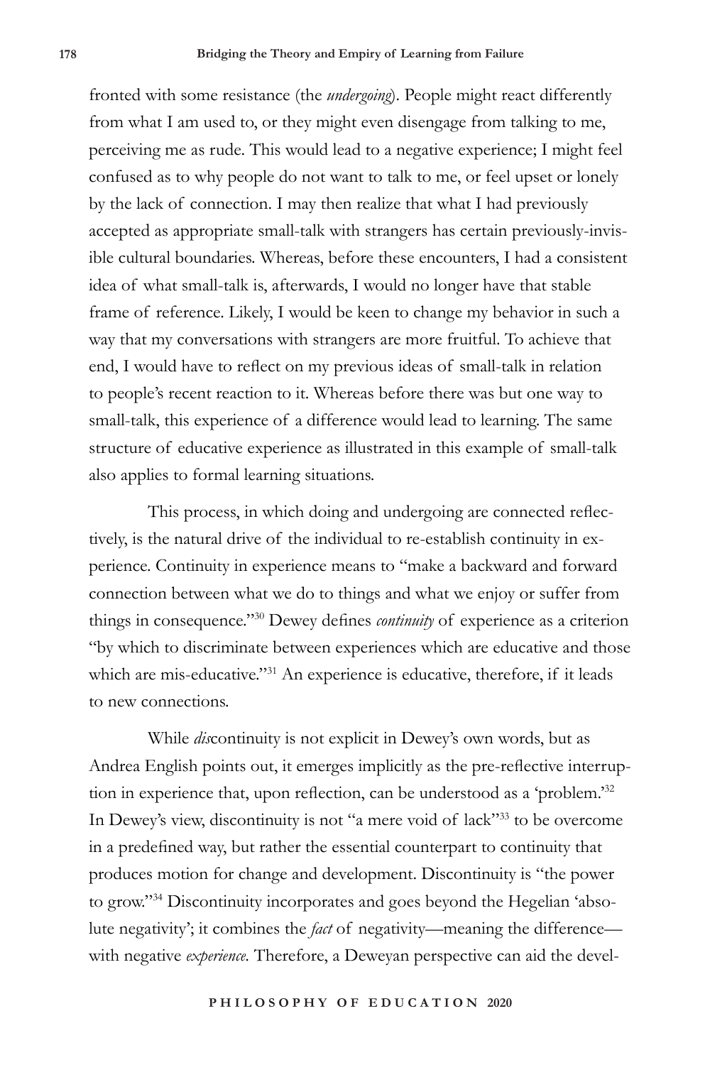fronted with some resistance (the *undergoing*). People might react differently from what I am used to, or they might even disengage from talking to me, perceiving me as rude. This would lead to a negative experience; I might feel confused as to why people do not want to talk to me, or feel upset or lonely by the lack of connection. I may then realize that what I had previously accepted as appropriate small-talk with strangers has certain previously-invisible cultural boundaries. Whereas, before these encounters, I had a consistent idea of what small-talk is, afterwards, I would no longer have that stable frame of reference. Likely, I would be keen to change my behavior in such a way that my conversations with strangers are more fruitful. To achieve that end, I would have to reflect on my previous ideas of small-talk in relation to people's recent reaction to it. Whereas before there was but one way to small-talk, this experience of a difference would lead to learning. The same structure of educative experience as illustrated in this example of small-talk also applies to formal learning situations.

This process, in which doing and undergoing are connected reflectively, is the natural drive of the individual to re-establish continuity in experience. Continuity in experience means to "make a backward and forward connection between what we do to things and what we enjoy or suffer from things in consequence."[30] Dewey defines *continuity* of experience as a criterion "by which to discriminate between experiences which are educative and those which are mis-educative."[31] An experience is educative, therefore, if it leads to new connections.

While *dis*continuity is not explicit in Dewey's own words, but as Andrea English points out, it emerges implicitly as the pre-reflective interruption in experience that, upon reflection, can be understood as a 'problem.'[32] In Dewey's view, discontinuity is not "a mere void of lack"[33] to be overcome in a predefined way, but rather the essential counterpart to continuity that produces motion for change and development. Discontinuity is "the power to grow."[34] Discontinuity incorporates and goes beyond the Hegelian 'absolute negativity'; it combines the *fact* of negativity—meaning the difference—with negative *experience*. Therefore, a Deweyan perspective can aid the devel-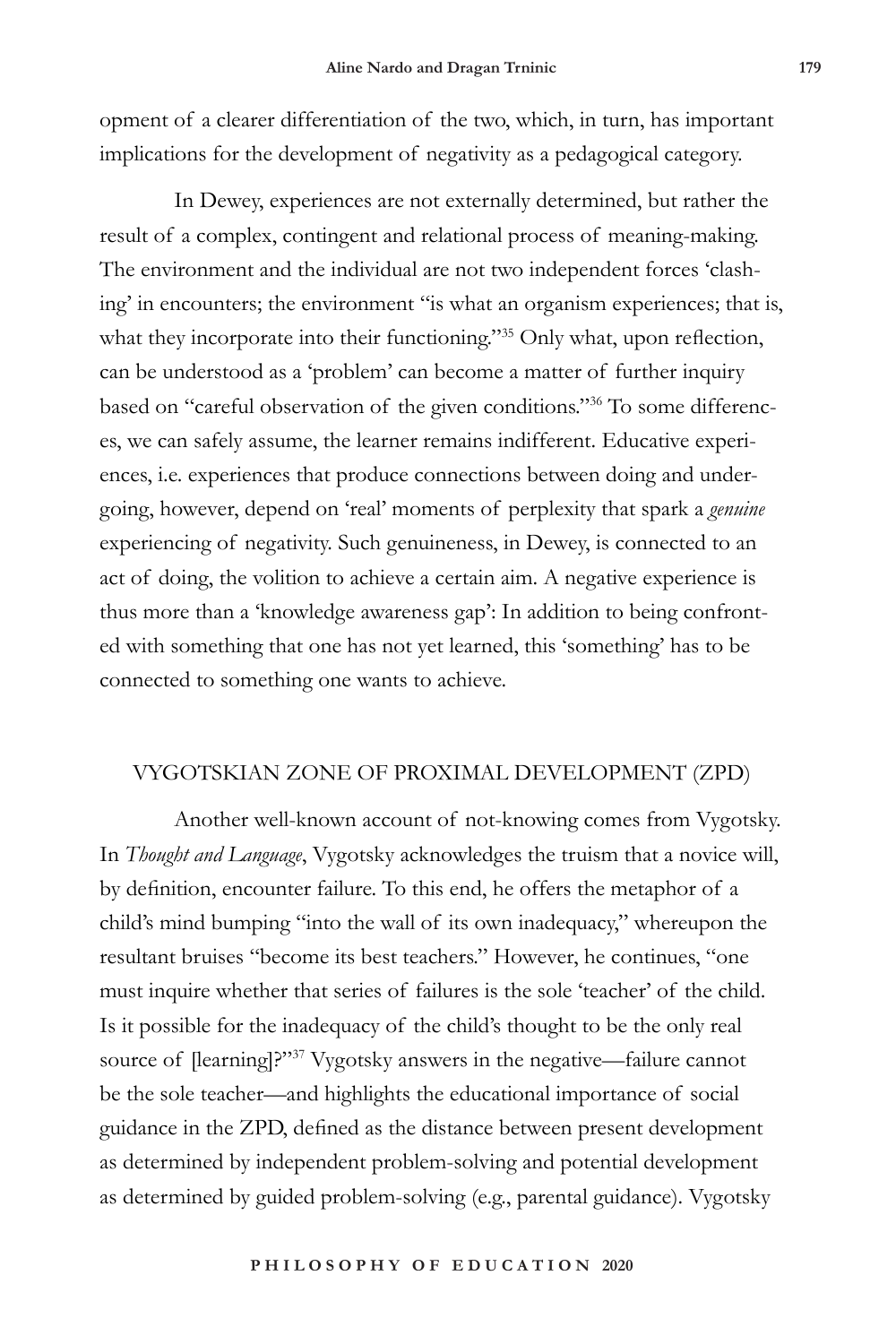opment of a clearer differentiation of the two, which, in turn, has important implications for the development of negativity as a pedagogical category.

In Dewey, experiences are not externally determined, but rather the result of a complex, contingent and relational process of meaning-making. The environment and the individual are not two independent forces 'clashing' in encounters; the environment "is what an organism experiences; that is, what they incorporate into their functioning."[35] Only what, upon reflection, can be understood as a 'problem' can become a matter of further inquiry based on "careful observation of the given conditions."[36] To some differences, we can safely assume, the learner remains indifferent. Educative experiences, i.e. experiences that produce connections between doing and undergoing, however, depend on 'real' moments of perplexity that spark a *genuine* experiencing of negativity. Such genuineness, in Dewey, is connected to an act of doing, the volition to achieve a certain aim. A negative experience is thus more than a 'knowledge awareness gap': In addition to being confronted with something that one has not yet learned, this 'something' has to be connected to something one wants to achieve.

## VYGOTSKIAN ZONE OF PROXIMAL DEVELOPMENT (ZPD)

Another well-known account of not-knowing comes from Vygotsky. In *Thought and Language*, Vygotsky acknowledges the truism that a novice will, by definition, encounter failure. To this end, he offers the metaphor of a child's mind bumping "into the wall of its own inadequacy," whereupon the resultant bruises "become its best teachers." However, he continues, "one must inquire whether that series of failures is the sole 'teacher' of the child. Is it possible for the inadequacy of the child's thought to be the only real source of [learning]?"[37] Vygotsky answers in the negative—failure cannot be the sole teacher—and highlights the educational importance of social guidance in the ZPD, defined as the distance between present development as determined by independent problem-solving and potential development as determined by guided problem-solving (e.g., parental guidance). Vygotsky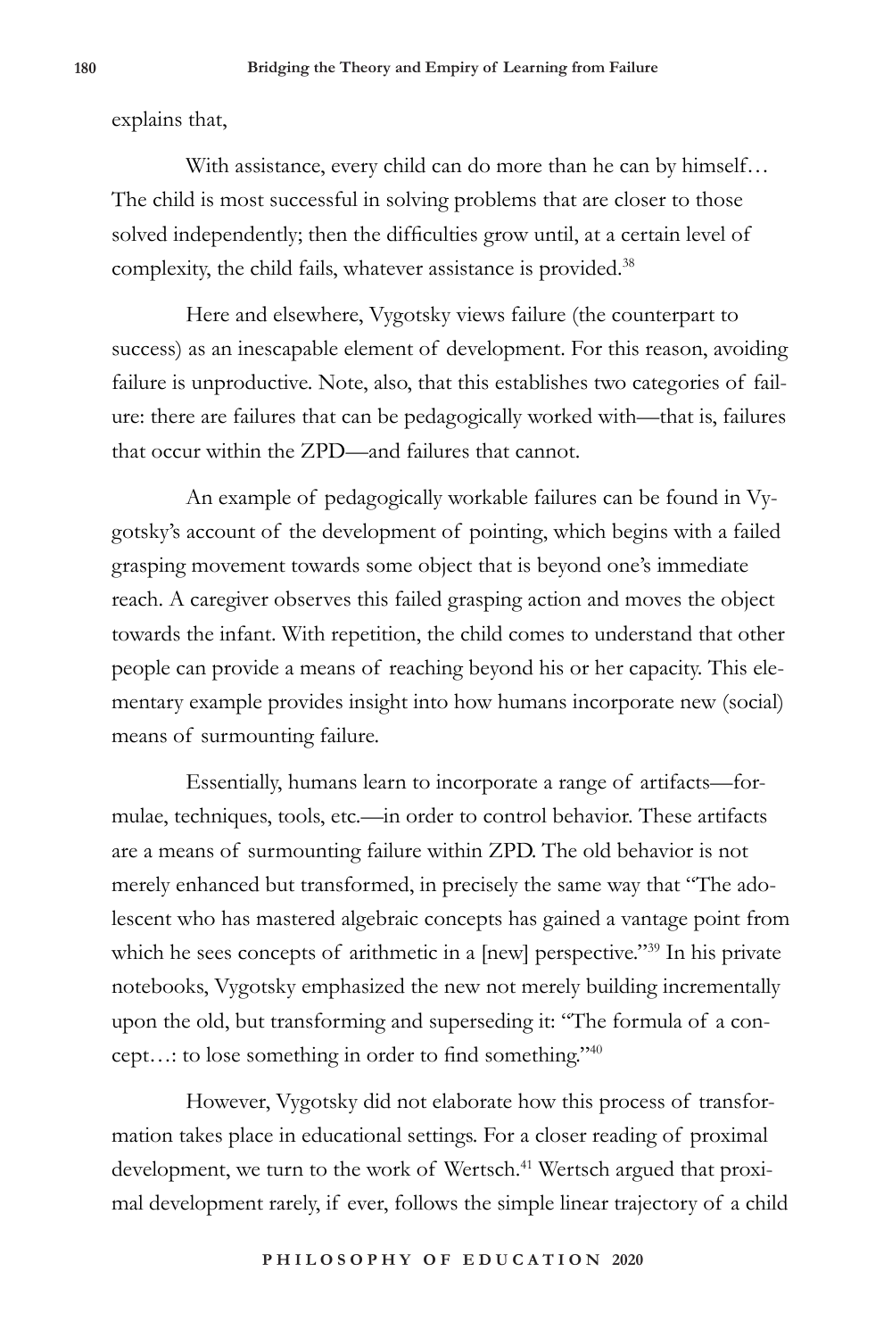explains that,

> With assistance, every child can do more than he can by himself… The child is most successful in solving problems that are closer to those solved independently; then the difficulties grow until, at a certain level of complexity, the child fails, whatever assistance is provided.[38]

Here and elsewhere, Vygotsky views failure (the counterpart to success) as an inescapable element of development. For this reason, avoiding failure is unproductive. Note, also, that this establishes two categories of failure: there are failures that can be pedagogically worked with—that is, failures that occur within the ZPD—and failures that cannot.

An example of pedagogically workable failures can be found in Vygotsky's account of the development of pointing, which begins with a failed grasping movement towards some object that is beyond one's immediate reach. A caregiver observes this failed grasping action and moves the object towards the infant. With repetition, the child comes to understand that other people can provide a means of reaching beyond his or her capacity. This elementary example provides insight into how humans incorporate new (social) means of surmounting failure.

Essentially, humans learn to incorporate a range of artifacts—formulae, techniques, tools, etc.—in order to control behavior. These artifacts are a means of surmounting failure within ZPD. The old behavior is not merely enhanced but transformed, in precisely the same way that "The adolescent who has mastered algebraic concepts has gained a vantage point from which he sees concepts of arithmetic in a [new] perspective."[39] In his private notebooks, Vygotsky emphasized the new not merely building incrementally upon the old, but transforming and superseding it: "The formula of a concept…: to lose something in order to find something."[40]

However, Vygotsky did not elaborate how this process of transformation takes place in educational settings. For a closer reading of proximal development, we turn to the work of Wertsch.[41] Wertsch argued that proximal development rarely, if ever, follows the simple linear trajectory of a child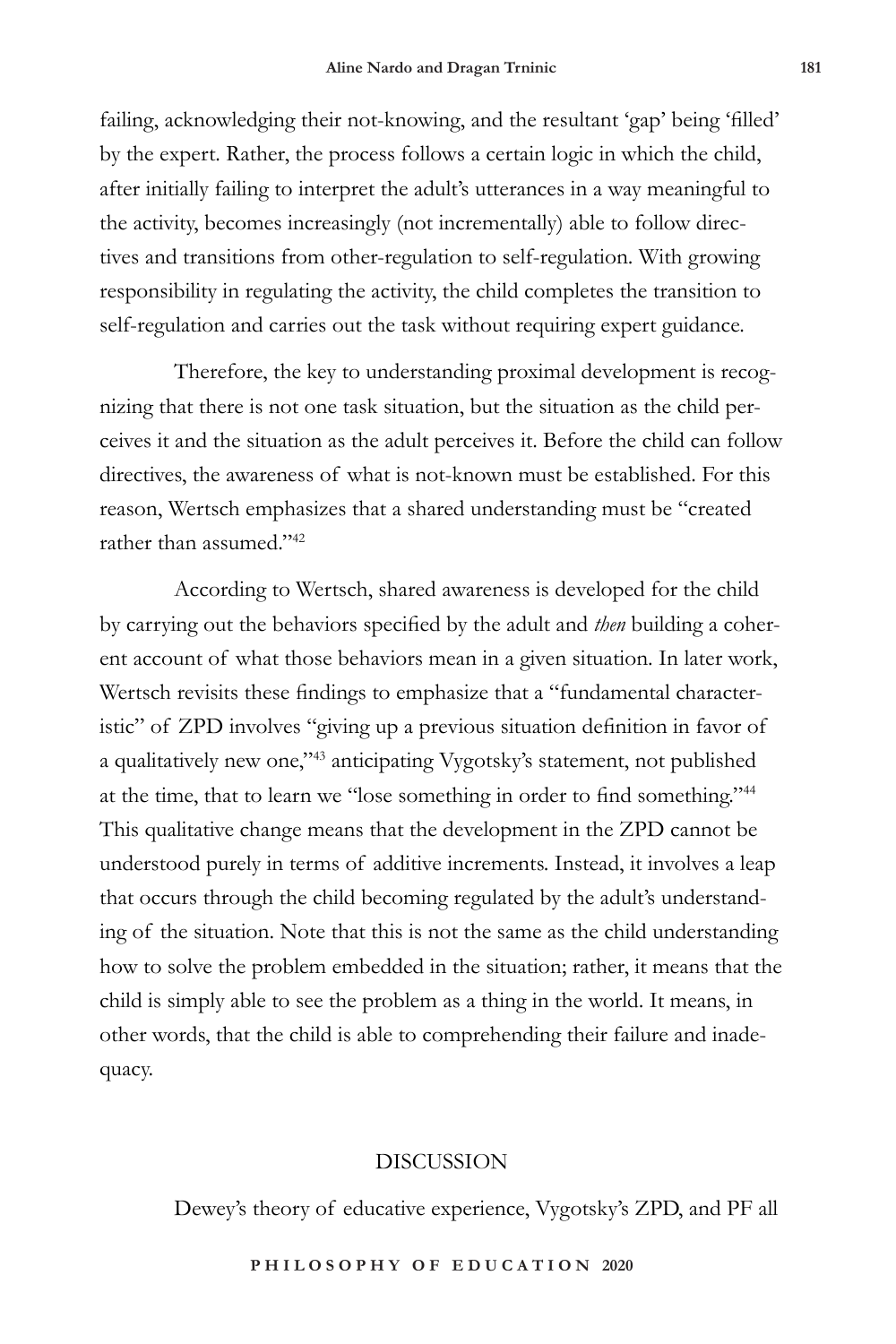failing, acknowledging their not-knowing, and the resultant 'gap' being 'filled' by the expert. Rather, the process follows a certain logic in which the child, after initially failing to interpret the adult's utterances in a way meaningful to the activity, becomes increasingly (not incrementally) able to follow directives and transitions from other-regulation to self-regulation. With growing responsibility in regulating the activity, the child completes the transition to self-regulation and carries out the task without requiring expert guidance.

Therefore, the key to understanding proximal development is recognizing that there is not one task situation, but the situation as the child perceives it and the situation as the adult perceives it. Before the child can follow directives, the awareness of what is not-known must be established. For this reason, Wertsch emphasizes that a shared understanding must be "created rather than assumed."[42]

According to Wertsch, shared awareness is developed for the child by carrying out the behaviors specified by the adult and *then* building a coherent account of what those behaviors mean in a given situation. In later work, Wertsch revisits these findings to emphasize that a "fundamental characteristic" of ZPD involves "giving up a previous situation definition in favor of a qualitatively new one,"[43] anticipating Vygotsky's statement, not published at the time, that to learn we "lose something in order to find something."[44] This qualitative change means that the development in the ZPD cannot be understood purely in terms of additive increments. Instead, it involves a leap that occurs through the child becoming regulated by the adult's understanding of the situation. Note that this is not the same as the child understanding how to solve the problem embedded in the situation; rather, it means that the child is simply able to see the problem as a thing in the world. It means, in other words, that the child is able to comprehending their failure and inadequacy.

## DISCUSSION

Dewey's theory of educative experience, Vygotsky's ZPD, and PF all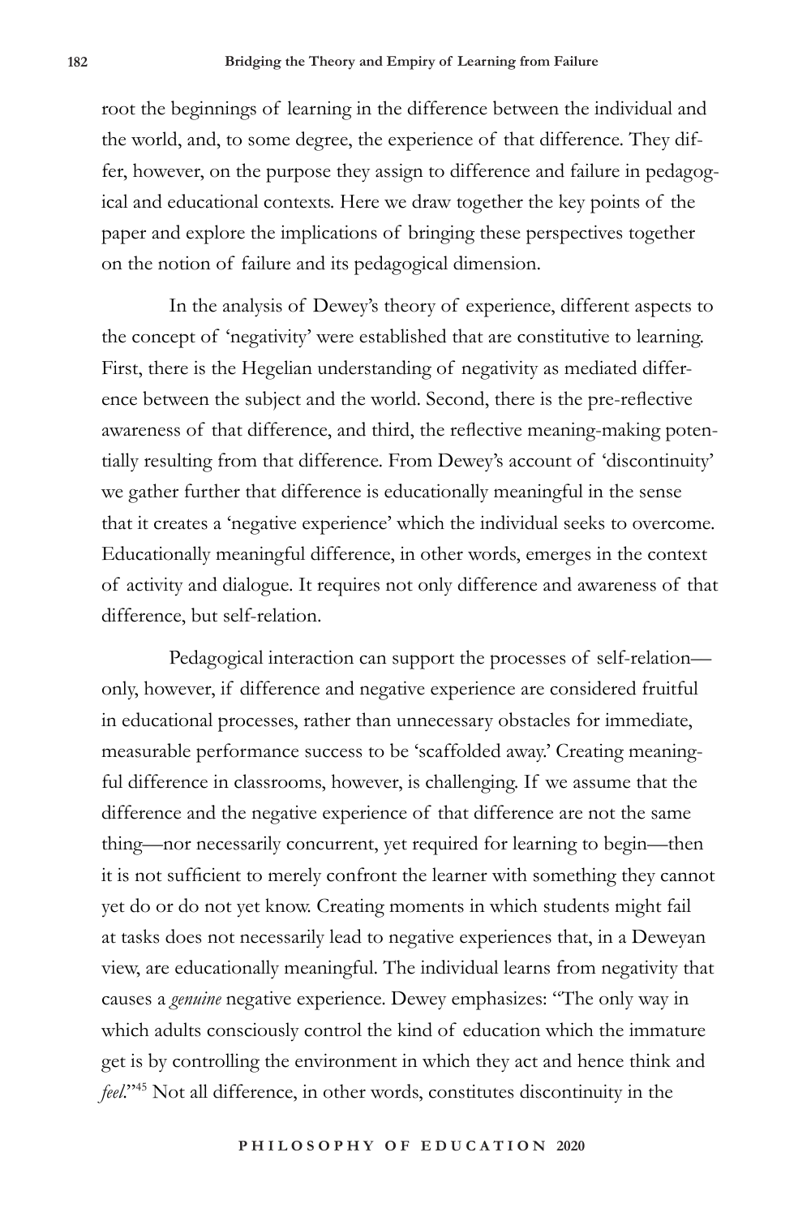root the beginnings of learning in the difference between the individual and the world, and, to some degree, the experience of that difference. They differ, however, on the purpose they assign to difference and failure in pedagogical and educational contexts. Here we draw together the key points of the paper and explore the implications of bringing these perspectives together on the notion of failure and its pedagogical dimension.

In the analysis of Dewey's theory of experience, different aspects to the concept of 'negativity' were established that are constitutive to learning. First, there is the Hegelian understanding of negativity as mediated difference between the subject and the world. Second, there is the pre-reflective awareness of that difference, and third, the reflective meaning-making potentially resulting from that difference. From Dewey's account of 'discontinuity' we gather further that difference is educationally meaningful in the sense that it creates a 'negative experience' which the individual seeks to overcome. Educationally meaningful difference, in other words, emerges in the context of activity and dialogue. It requires not only difference and awareness of that difference, but self-relation.

Pedagogical interaction can support the processes of self-relation—only, however, if difference and negative experience are considered fruitful in educational processes, rather than unnecessary obstacles for immediate, measurable performance success to be 'scaffolded away.' Creating meaningful difference in classrooms, however, is challenging. If we assume that the difference and the negative experience of that difference are not the same thing—nor necessarily concurrent, yet required for learning to begin—then it is not sufficient to merely confront the learner with something they cannot yet do or do not yet know. Creating moments in which students might fail at tasks does not necessarily lead to negative experiences that, in a Deweyan view, are educationally meaningful. The individual learns from negativity that causes a *genuine* negative experience. Dewey emphasizes: "The only way in which adults consciously control the kind of education which the immature get is by controlling the environment in which they act and hence think and *feel*."[45] Not all difference, in other words, constitutes discontinuity in the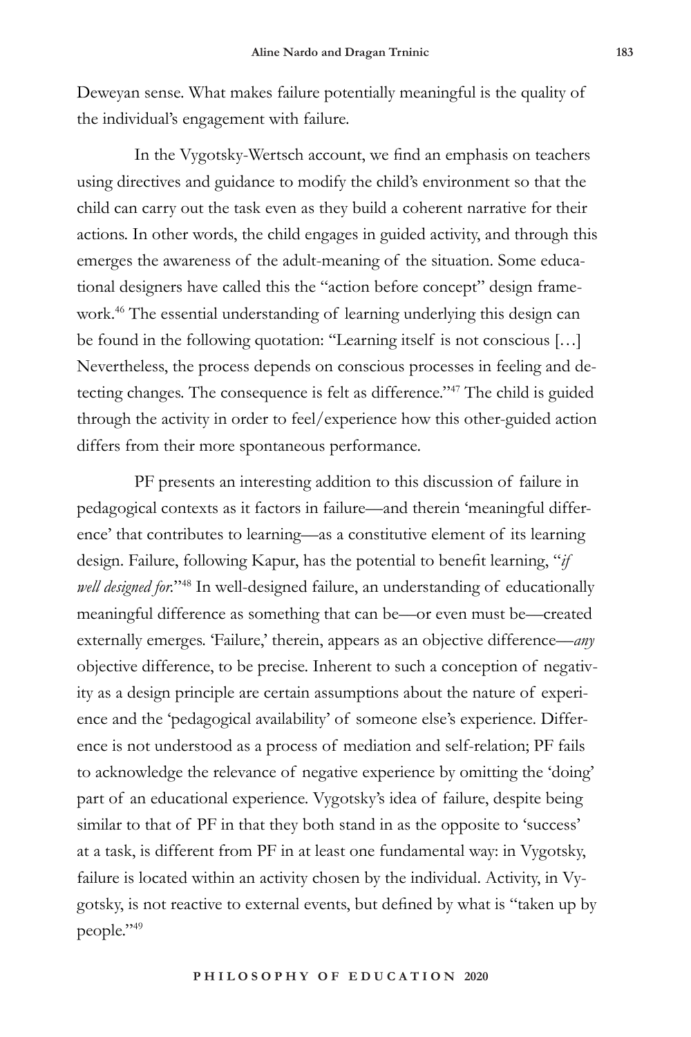Deweyan sense. What makes failure potentially meaningful is the quality of the individual's engagement with failure.

In the Vygotsky-Wertsch account, we find an emphasis on teachers using directives and guidance to modify the child's environment so that the child can carry out the task even as they build a coherent narrative for their actions. In other words, the child engages in guided activity, and through this emerges the awareness of the adult-meaning of the situation. Some educational designers have called this the "action before concept" design framework.[46] The essential understanding of learning underlying this design can be found in the following quotation: "Learning itself is not conscious […] Nevertheless, the process depends on conscious processes in feeling and detecting changes. The consequence is felt as difference."[47] The child is guided through the activity in order to feel/experience how this other-guided action differs from their more spontaneous performance.

PF presents an interesting addition to this discussion of failure in pedagogical contexts as it factors in failure—and therein 'meaningful difference' that contributes to learning—as a constitutive element of its learning design. Failure, following Kapur, has the potential to benefit learning, "*if well designed for*."[48] In well-designed failure, an understanding of educationally meaningful difference as something that can be—or even must be—created externally emerges. 'Failure,' therein, appears as an objective difference—*any* objective difference, to be precise. Inherent to such a conception of negativity as a design principle are certain assumptions about the nature of experience and the 'pedagogical availability' of someone else's experience. Difference is not understood as a process of mediation and self-relation; PF fails to acknowledge the relevance of negative experience by omitting the 'doing' part of an educational experience. Vygotsky's idea of failure, despite being similar to that of PF in that they both stand in as the opposite to 'success' at a task, is different from PF in at least one fundamental way: in Vygotsky, failure is located within an activity chosen by the individual. Activity, in Vygotsky, is not reactive to external events, but defined by what is "taken up by people."[49]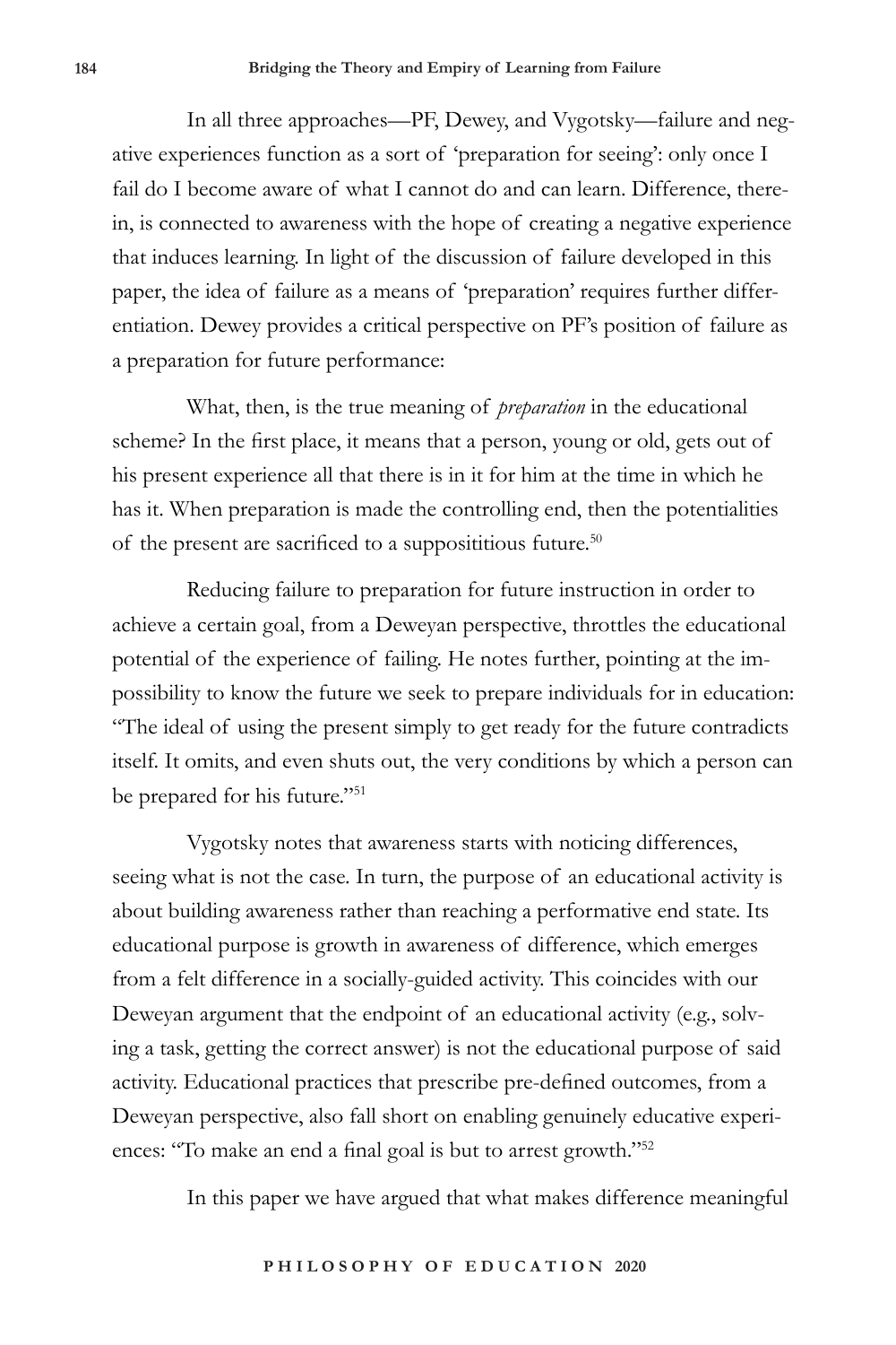In all three approaches—PF, Dewey, and Vygotsky—failure and negative experiences function as a sort of 'preparation for seeing': only once I fail do I become aware of what I cannot do and can learn. Difference, therein, is connected to awareness with the hope of creating a negative experience that induces learning. In light of the discussion of failure developed in this paper, the idea of failure as a means of 'preparation' requires further differentiation. Dewey provides a critical perspective on PF's position of failure as a preparation for future performance:

> What, then, is the true meaning of *preparation* in the educational scheme? In the first place, it means that a person, young or old, gets out of his present experience all that there is in it for him at the time in which he has it. When preparation is made the controlling end, then the potentialities of the present are sacrificed to a supposititious future.[50]

Reducing failure to preparation for future instruction in order to achieve a certain goal, from a Deweyan perspective, throttles the educational potential of the experience of failing. He notes further, pointing at the impossibility to know the future we seek to prepare individuals for in education: "The ideal of using the present simply to get ready for the future contradicts itself. It omits, and even shuts out, the very conditions by which a person can be prepared for his future."[51]

Vygotsky notes that awareness starts with noticing differences, seeing what is not the case. In turn, the purpose of an educational activity is about building awareness rather than reaching a performative end state. Its educational purpose is growth in awareness of difference, which emerges from a felt difference in a socially-guided activity. This coincides with our Deweyan argument that the endpoint of an educational activity (e.g., solving a task, getting the correct answer) is not the educational purpose of said activity. Educational practices that prescribe pre-defined outcomes, from a Deweyan perspective, also fall short on enabling genuinely educative experiences: "To make an end a final goal is but to arrest growth."[52]

In this paper we have argued that what makes difference meaningful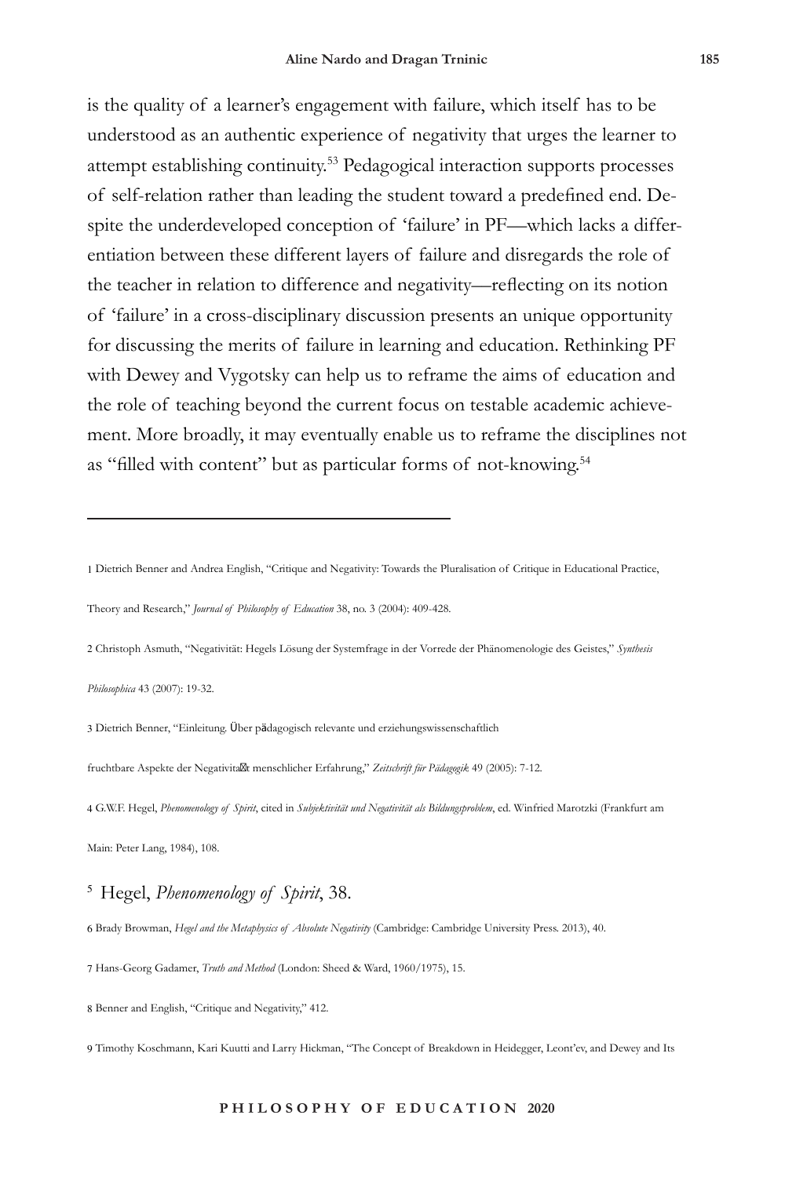is the quality of a learner's engagement with failure, which itself has to be understood as an authentic experience of negativity that urges the learner to attempt establishing continuity.[53] Pedagogical interaction supports processes of self-relation rather than leading the student toward a predefined end. Despite the underdeveloped conception of 'failure' in PF—which lacks a differentiation between these different layers of failure and disregards the role of the teacher in relation to difference and negativity—reflecting on its notion of 'failure' in a cross-disciplinary discussion presents an unique opportunity for discussing the merits of failure in learning and education. Rethinking PF with Dewey and Vygotsky can help us to reframe the aims of education and the role of teaching beyond the current focus on testable academic achievement. More broadly, it may eventually enable us to reframe the disciplines not as "filled with content" but as particular forms of not-knowing.[54]

---

1 Dietrich Benner and Andrea English, "Critique and Negativity: Towards the Pluralisation of Critique in Educational Practice, Theory and Research," *Journal of Philosophy of Education* 38, no. 3 (2004): 409-428.

2 Christoph Asmuth, "Negativität: Hegels Lösung der Systemfrage in der Vorrede der Phänomenologie des Geistes," *Synthesis Philosophica* 43 (2007): 19-32.

3 Dietrich Benner, "Einleitung. Über pädagogisch relevante und erziehungswissenschaftlich fruchtbare Aspekte der Negativität menschlicher Erfahrung," *Zeitschrift für Pädagogik* 49 (2005): 7-12.

4 G.W.F. Hegel, *Phenomenology of Spirit*, cited in *Subjektivität und Negativität als Bildungsproblem*, ed. Winfried Marotzki (Frankfurt am Main: Peter Lang, 1984), 108.

5 Hegel, *Phenomenology of Spirit*, 38.

6 Brady Browman, *Hegel and the Metaphysics of Absolute Negativity* (Cambridge: Cambridge University Press. 2013), 40.

7 Hans-Georg Gadamer, *Truth and Method* (London: Sheed & Ward, 1960/1975), 15.

8 Benner and English, "Critique and Negativity," 412.

9 Timothy Koschmann, Kari Kuutti and Larry Hickman, "The Concept of Breakdown in Heidegger, Leont'ev, and Dewey and Its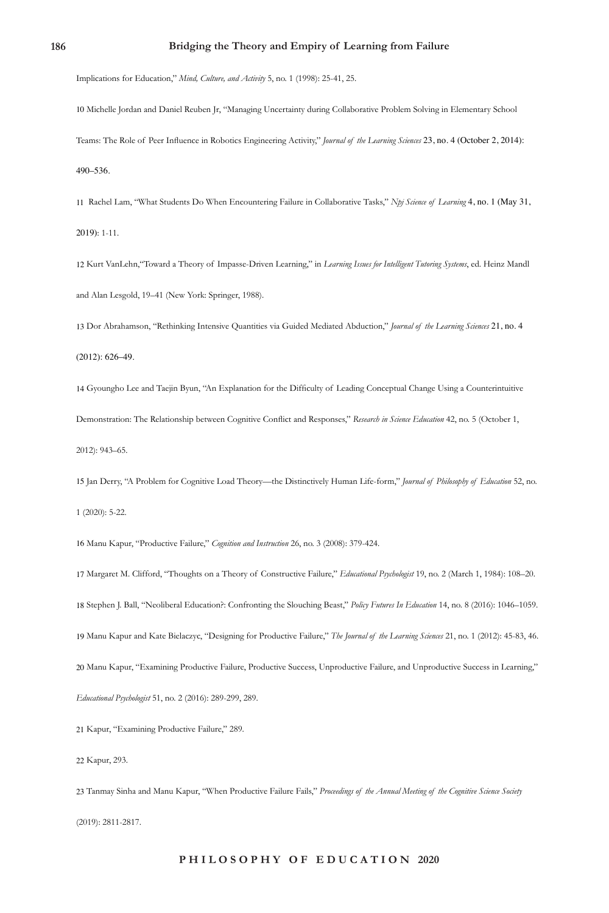Implications for Education," *Mind, Culture, and Activity* 5, no. 1 (1998): 25-41, 25.

10 Michelle Jordan and Daniel Reuben Jr, "Managing Uncertainty during Collaborative Problem Solving in Elementary School Teams: The Role of Peer Influence in Robotics Engineering Activity," *Journal of the Learning Sciences* 23, no. 4 (October 2, 2014): 490–536.

11 Rachel Lam, "What Students Do When Encountering Failure in Collaborative Tasks," *Npj Science of Learning* 4, no. 1 (May 31, 2019): 1-11.

12 Kurt VanLehn,"Toward a Theory of Impasse-Driven Learning," in *Learning Issues for Intelligent Tutoring Systems*, ed. Heinz Mandl and Alan Lesgold, 19–41 (New York: Springer, 1988).

13 Dor Abrahamson, "Rethinking Intensive Quantities via Guided Mediated Abduction," *Journal of the Learning Sciences* 21, no. 4 (2012): 626–49.

14 Gyoungho Lee and Taejin Byun, "An Explanation for the Difficulty of Leading Conceptual Change Using a Counterintuitive Demonstration: The Relationship between Cognitive Conflict and Responses," *Research in Science Education* 42, no. 5 (October 1, 2012): 943–65.

15 Jan Derry, "A Problem for Cognitive Load Theory—the Distinctively Human Life-form," *Journal of Philosophy of Education* 52, no. 1 (2020): 5-22.

16 Manu Kapur, "Productive Failure," *Cognition and Instruction* 26, no. 3 (2008): 379-424.

17 Margaret M. Clifford, "Thoughts on a Theory of Constructive Failure," *Educational Psychologist* 19, no. 2 (March 1, 1984): 108–20.

18 Stephen J. Ball, "Neoliberal Education?: Confronting the Slouching Beast," *Policy Futures In Education* 14, no. 8 (2016): 1046–1059.

19 Manu Kapur and Kate Bielaczyc, "Designing for Productive Failure," *The Journal of the Learning Sciences* 21, no. 1 (2012): 45-83, 46.

20 Manu Kapur, "Examining Productive Failure, Productive Success, Unproductive Failure, and Unproductive Success in Learning," *Educational Psychologist* 51, no. 2 (2016): 289-299, 289.

21 Kapur, "Examining Productive Failure," 289.

22 Kapur, 293.

23 Tanmay Sinha and Manu Kapur, "When Productive Failure Fails," *Proceedings of the Annual Meeting of the Cognitive Science Society* (2019): 2811-2817.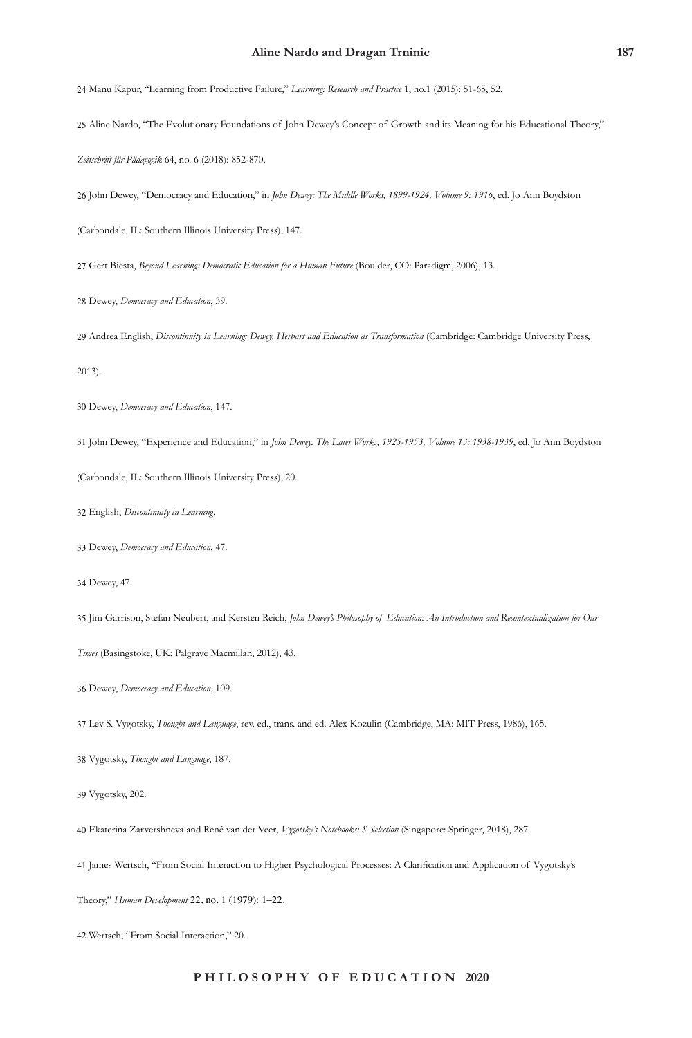24 Manu Kapur, "Learning from Productive Failure," *Learning: Research and Practice* 1, no.1 (2015): 51-65, 52.

25 Aline Nardo, "The Evolutionary Foundations of John Dewey's Concept of Growth and its Meaning for his Educational Theory," *Zeitschrift für Pädagogik* 64, no. 6 (2018): 852-870.

26 John Dewey, "Democracy and Education," in *John Dewey: The Middle Works, 1899-1924, Volume 9: 1916*, ed. Jo Ann Boydston (Carbondale, IL: Southern Illinois University Press), 147.

27 Gert Biesta, *Beyond Learning: Democratic Education for a Human Future* (Boulder, CO: Paradigm, 2006), 13.

28 Dewey, *Democracy and Education*, 39.

29 Andrea English, *Discontinuity in Learning: Dewey, Herbart and Education as Transformation* (Cambridge: Cambridge University Press, 2013).

30 Dewey, *Democracy and Education*, 147.

31 John Dewey, "Experience and Education," in *John Dewey. The Later Works, 1925-1953, Volume 13: 1938-1939*, ed. Jo Ann Boydston (Carbondale, IL: Southern Illinois University Press), 20.

32 English, *Discontinuity in Learning*.

33 Dewey, *Democracy and Education*, 47.

34 Dewey, 47.

35 Jim Garrison, Stefan Neubert, and Kersten Reich, *John Dewey's Philosophy of Education: An Introduction and Recontextualization for Our Times* (Basingstoke, UK: Palgrave Macmillan, 2012), 43.

36 Dewey, *Democracy and Education*, 109.

37 Lev S. Vygotsky, *Thought and Language*, rev. ed., trans. and ed. Alex Kozulin (Cambridge, MA: MIT Press, 1986), 165.

38 Vygotsky, *Thought and Language*, 187.

39 Vygotsky, 202.

40 Ekaterina Zarvershneva and René van der Veer, *Vygotsky's Notebooks: S Selection* (Singapore: Springer, 2018), 287.

41 James Wertsch, "From Social Interaction to Higher Psychological Processes: A Clarification and Application of Vygotsky's Theory," *Human Development* 22, no. 1 (1979): 1–22.

42 Wertsch, "From Social Interaction," 20.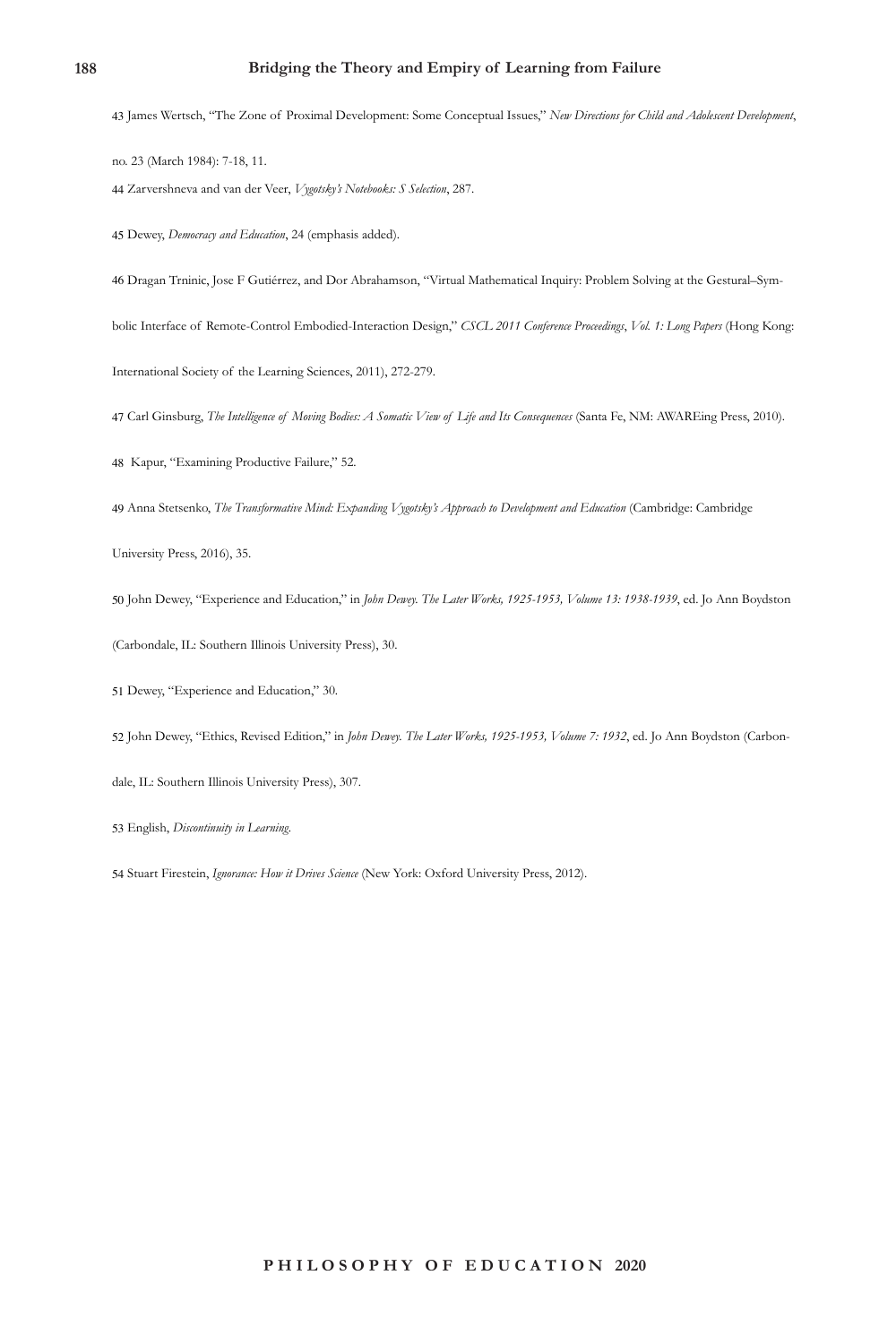43 James Wertsch, "The Zone of Proximal Development: Some Conceptual Issues," *New Directions for Child and Adolescent Development*, no. 23 (March 1984): 7-18, 11.

44 Zarvershneva and van der Veer, *Vygotsky's Notebooks: S Selection*, 287.

45 Dewey, *Democracy and Education*, 24 (emphasis added).

46 Dragan Trninic, Jose F Gutiérrez, and Dor Abrahamson, "Virtual Mathematical Inquiry: Problem Solving at the Gestural–Symbolic Interface of Remote-Control Embodied-Interaction Design," *CSCL 2011 Conference Proceedings*, *Vol. 1: Long Papers* (Hong Kong: International Society of the Learning Sciences, 2011), 272-279.

47 Carl Ginsburg, *The Intelligence of Moving Bodies: A Somatic View of Life and Its Consequences* (Santa Fe, NM: AWAREing Press, 2010).

48 Kapur, "Examining Productive Failure," 52.

49 Anna Stetsenko, *The Transformative Mind: Expanding Vygotsky's Approach to Development and Education* (Cambridge: Cambridge University Press, 2016), 35.

50 John Dewey, "Experience and Education," in *John Dewey. The Later Works, 1925-1953, Volume 13: 1938-1939*, ed. Jo Ann Boydston (Carbondale, IL: Southern Illinois University Press), 30.

51 Dewey, "Experience and Education," 30.

52 John Dewey, "Ethics, Revised Edition," in *John Dewey. The Later Works, 1925-1953, Volume 7: 1932*, ed. Jo Ann Boydston (Carbondale, IL: Southern Illinois University Press), 307.

53 English, *Discontinuity in Learning*.

54 Stuart Firestein, *Ignorance: How it Drives Science* (New York: Oxford University Press, 2012).